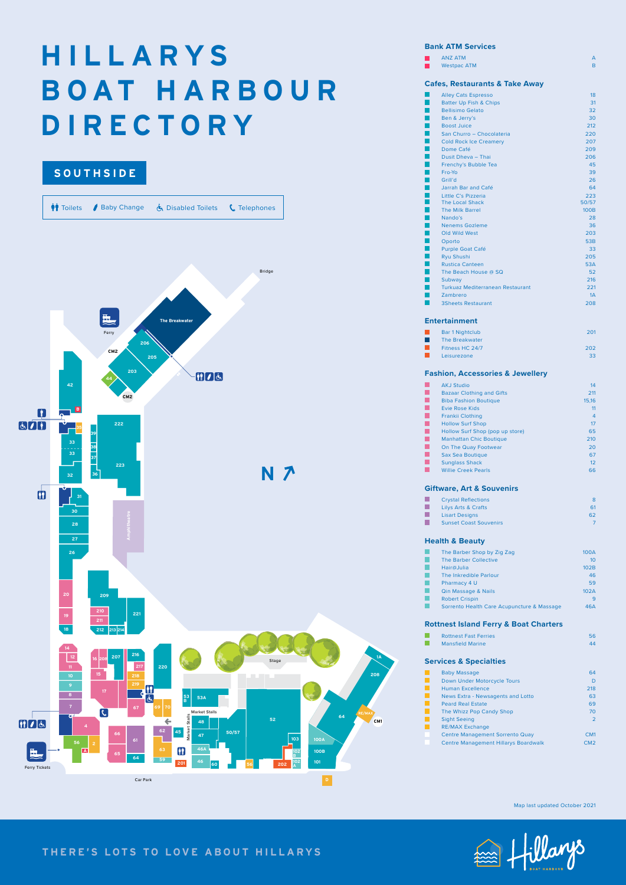# HILLARYS BOAT HARBOUR DIRECTORY

## SOUTHSIDE

Toilets | Baby Change | Disabled Toilets | Telephones

### Bank ATM Services

| | |
|---|---|
| ANZ ATM | A |
| Westpac ATM | B |

### Cafes, Restaurants & Take Away

| | |
|---|---|
| Alley Cats Espresso | 18 |
| Batter Up Fish & Chips | 31 |
| Bellisimo Gelato | 32 |
| Ben & Jerry's | 30 |
| Boost Juice | 212 |
| San Churro – Chocolateria | 220 |
| Cold Rock Ice Creamery | 207 |
| Dome Café | 209 |
| Dusit Dheva – Thai | 206 |
| Frenchy's Bubble Tea | 45 |
| Fro-Yo | 39 |
| Grill'd | 26 |
| Jarrah Bar and Café | 64 |
| Little C's Pizzeria | 223 |
| The Local Shack | 50/57 |
| The Milk Barrel | 100B |
| Nando's | 28 |
| Nenems Gozleme | 36 |
| Old Wild West | 203 |
| Oporto | 53B |
| Purple Goat Café | 33 |
| Ryu Shushi | 205 |
| Rustica Canteen | 53A |
| The Beach House @ SQ | 52 |
| Subway | 216 |
| Turkuaz Mediterranean Restaurant | 221 |
| Zambrero | 1A |
| 3Sheets Restaurant | 208 |

### Entertainment

| | |
|---|---|
| Bar 1 Nightclub | 201 |
| The Breakwater | |
| Fitness HC 24/7 | 202 |
| Leisurezone | 33 |

### Fashion, Accessories & Jewellery

| | |
|---|---|
| AKJ Studio | 14 |
| Bazaar Clothing and Gifts | 211 |
| Biba Fashion Boutique | 15,16 |
| Evie Rose Kids | 11 |
| Frankii Clothing | 4 |
| Hollow Surf Shop | 17 |
| Hollow Surf Shop (pop up store) | 65 |
| Manhattan Chic Boutique | 210 |
| On The Quay Footwear | 20 |
| Sax Sea Boutique | 67 |
| Sunglass Shack | 12 |
| Willie Creek Pearls | 66 |

### Giftware, Art & Souvenirs

| | |
|---|---|
| Crystal Reflections | 8 |
| Lilys Arts & Crafts | 61 |
| Lisart Designs | 62 |
| Sunset Coast Souvenirs | 7 |

### Health & Beauty

| | |
|---|---|
| The Barber Shop by Zig Zag | 100A |
| The Barber Collective | 10 |
| Hair@Julia | 102B |
| The Inkredible Parlour | 46 |
| Pharmacy 4 U | 59 |
| Qin Massage & Nails | 102A |
| Robert Crispin | 9 |
| Sorrento Health Care Acupuncture & Massage | 46A |

### Rottnest Island Ferry & Boat Charters

| | |
|---|---|
| Rottnest Fast Ferries | 56 |
| Mansfield Marine | 44 |

### Services & Specialties

| | |
|---|---|
| Baby Massage | 64 |
| Down Under Motorcycle Tours | D |
| Human Excellence | 218 |
| News Extra - Newsagents and Lotto | 63 |
| Peard Real Estate | 69 |
| The Whizz Pop Candy Shop | 70 |
| Sight Seeing | 2 |
| RE/MAX Exchange | |
| Centre Management Sorrento Quay | CM1 |
| Centre Management Hillarys Boardwalk | CM2 |

Map last updated October 2021

THERE'S LOTS TO LOVE ABOUT HILLARYS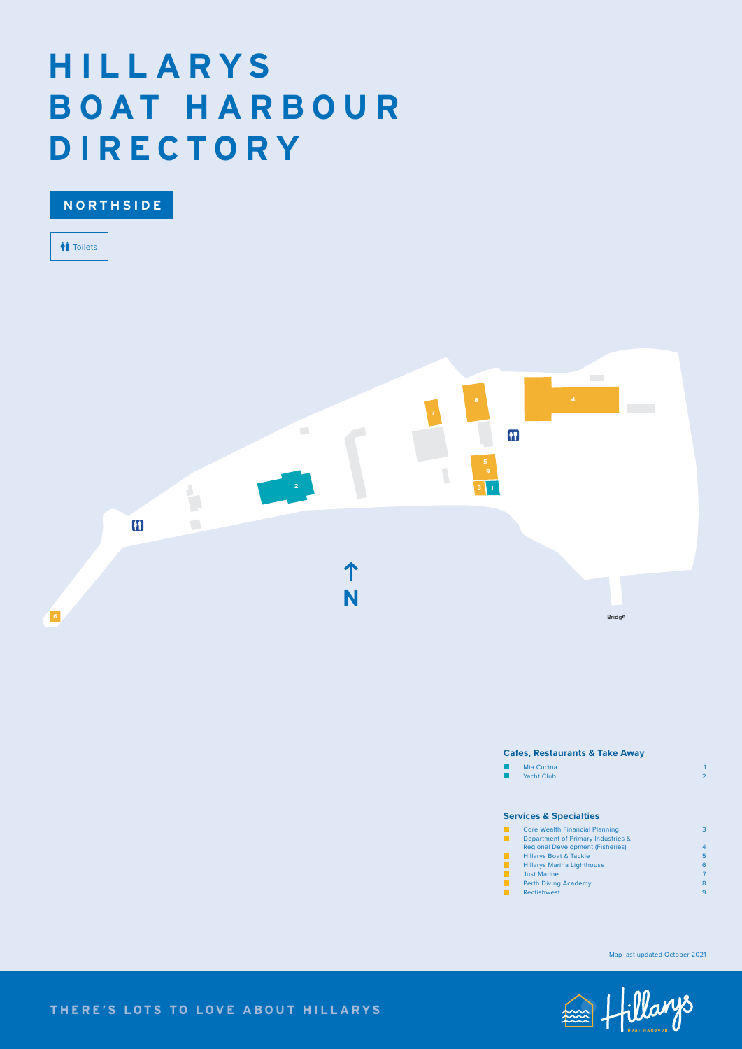# HILLARYS BOAT HARBOUR DIRECTORY

## NORTHSIDE

Toilets

N

Bridge

### Cafes, Restaurants & Take Away

| | |
|---|---|
| Mia Cucina | 1 |
| Yacht Club | 2 |

### Services & Specialties

| | |
|---|---|
| Core Wealth Financial Planning | 3 |
| Department of Primary Industries & Regional Development (Fisheries) | 4 |
| Hillarys Boat & Tackle | 5 |
| Hillarys Marina Lighthouse | 6 |
| Just Marine | 7 |
| Perth Diving Academy | 8 |
| Recfishwest | 9 |

Map last updated October 2021

THERE'S LOTS TO LOVE ABOUT HILLARYS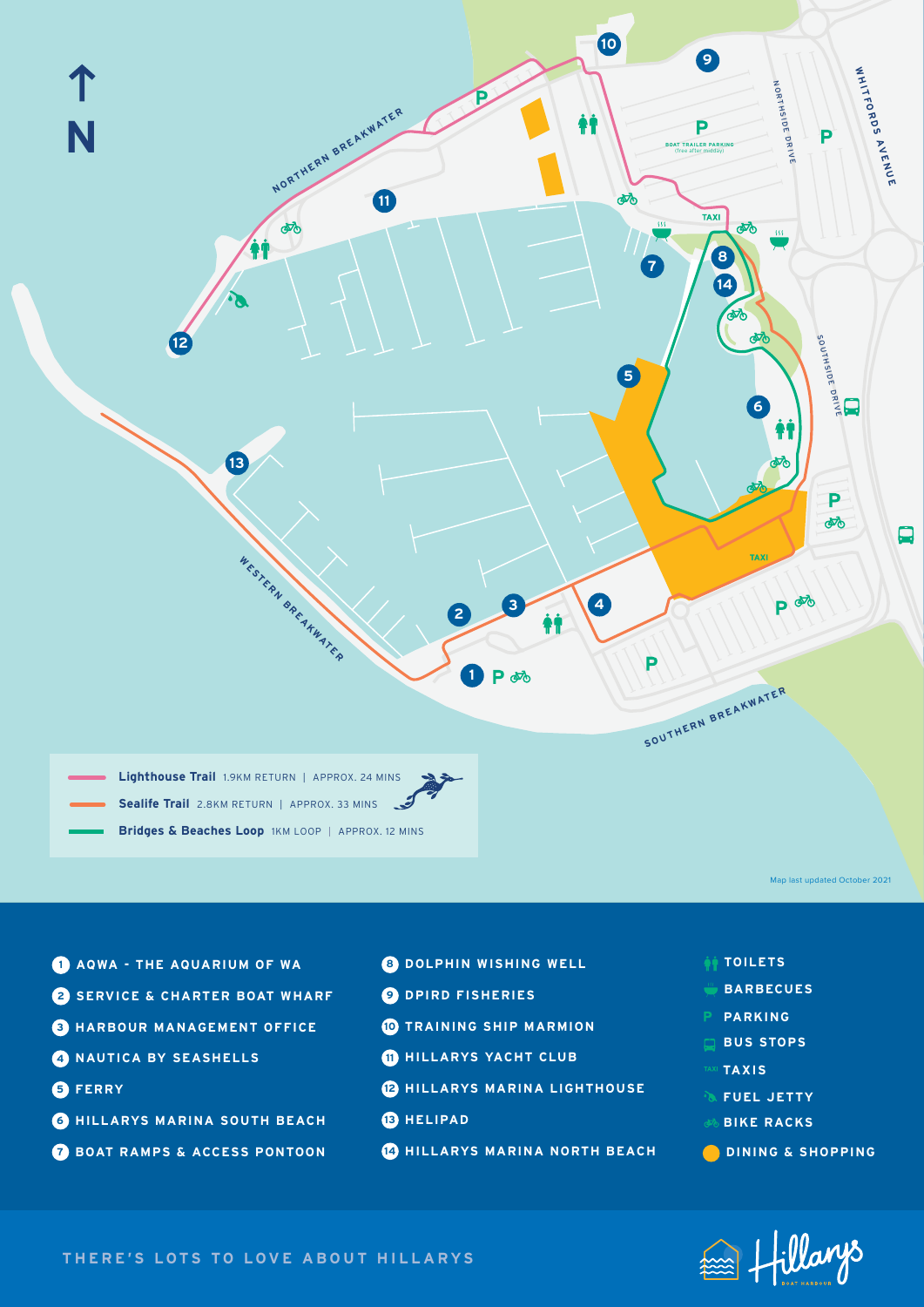N

NORTHERN BREAKWATER

WESTERN BREAKWATER

SOUTHERN BREAKWATER

NORTHSIDE DRIVE

SOUTHSIDE DRIVE

WHITFORDS AVENUE

BOAT TRAILER PARKING (free after midday)

TAXI

**Lighthouse Trail** 1.9KM RETURN | APPROX. 24 MINS

**Sealife Trail** 2.8KM RETURN | APPROX. 33 MINS

**Bridges & Beaches Loop** 1KM LOOP | APPROX. 12 MINS

Map last updated October 2021

1. AQWA - THE AQUARIUM OF WA
2. SERVICE & CHARTER BOAT WHARF
3. HARBOUR MANAGEMENT OFFICE
4. NAUTICA BY SEASHELLS
5. FERRY
6. HILLARYS MARINA SOUTH BEACH
7. BOAT RAMPS & ACCESS PONTOON
8. DOLPHIN WISHING WELL
9. DPIRD FISHERIES
10. TRAINING SHIP MARMION
11. HILLARYS YACHT CLUB
12. HILLARYS MARINA LIGHTHOUSE
13. HELIPAD
14. HILLARYS MARINA NORTH BEACH

- TOILETS
- BARBECUES
- PARKING
- BUS STOPS
- TAXIS
- FUEL JETTY
- BIKE RACKS
- DINING & SHOPPING

THERE'S LOTS TO LOVE ABOUT HILLARYS

Hillarys BOAT HARBOUR